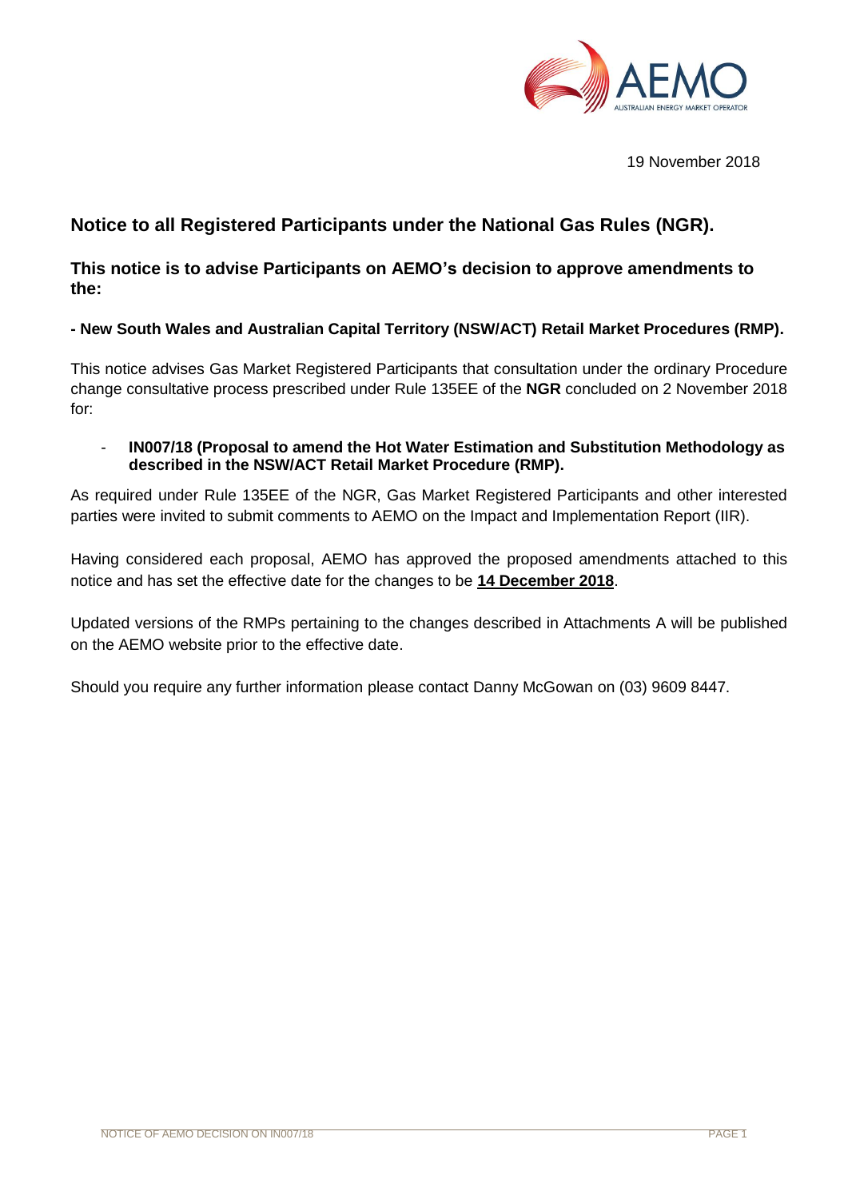19 November 2018

## Notice to all Registered Participants under the National Gas Rules (NGR).

### This notice is to advise Participants on AEMO's decision to approve amendments to the:

#### - New South Wales and Australian Capital Territory (NSW/ACT) Retail Market Procedures (RMP).

This notice advises Gas Market Registered Participants that consultation under the ordinary Procedure change consultative process prescribed under Rule 135EE of the **NGR** concluded on 2 November 2018 for:

- **IN007/18 (Proposal to amend the Hot Water Estimation and Substitution Methodology as described in the NSW/ACT Retail Market Procedure (RMP).**

As required under Rule 135EE of the NGR, Gas Market Registered Participants and other interested parties were invited to submit comments to AEMO on the Impact and Implementation Report (IIR).

Having considered each proposal, AEMO has approved the proposed amendments attached to this notice and has set the effective date for the changes to be **14 December 2018**.

Updated versions of the RMPs pertaining to the changes described in Attachments A will be published on the AEMO website prior to the effective date.

Should you require any further information please contact Danny McGowan on (03) 9609 8447.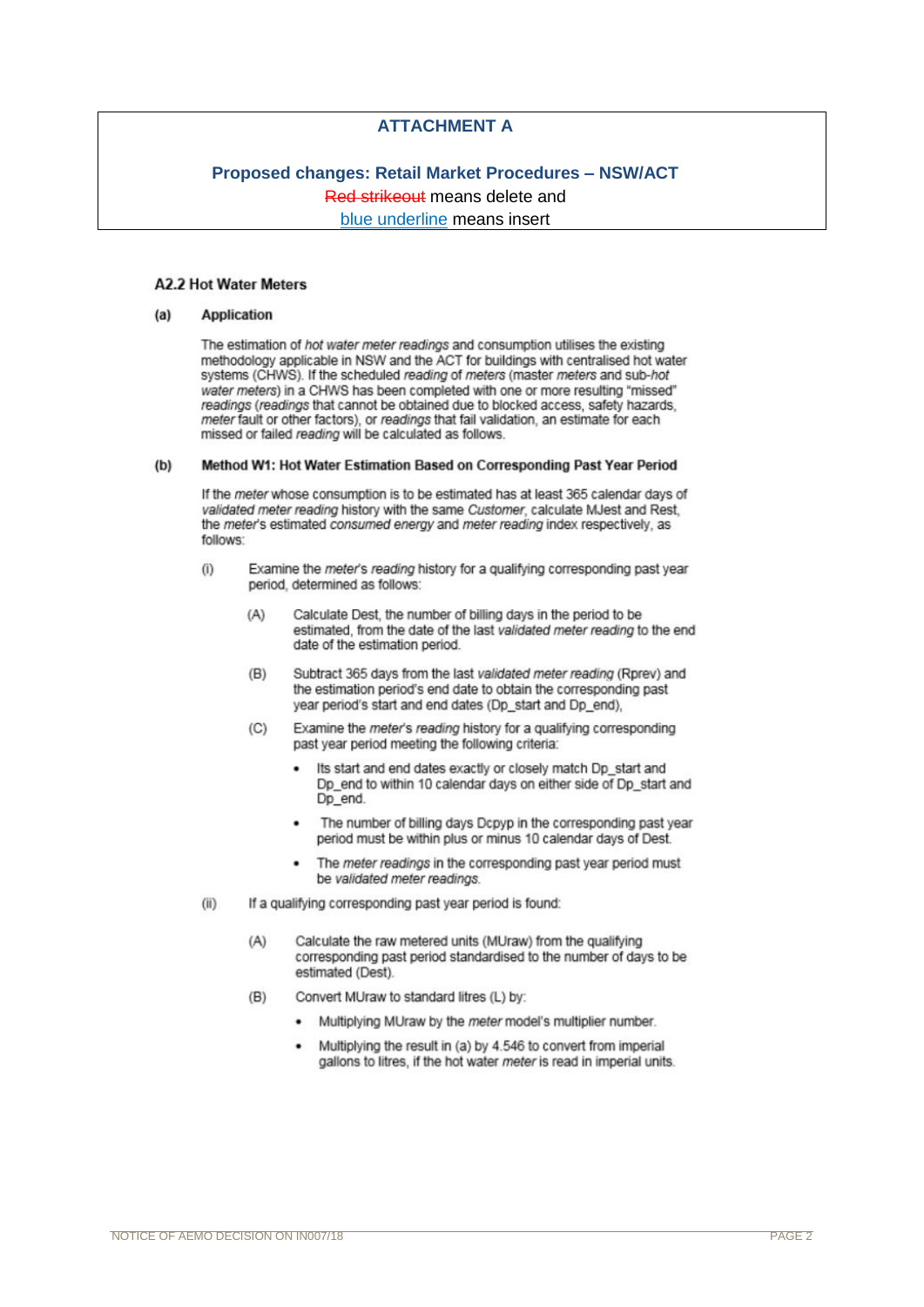## ATTACHMENT A

**Proposed changes: Retail Market Procedures – NSW/ACT**

~~Red strikeout~~ means delete and

blue underline means insert

### A2.2 Hot Water Meters

**(a) Application**

The estimation of *hot water meter readings* and consumption utilises the existing methodology applicable in NSW and the ACT for buildings with centralised hot water systems (CHWS). If the scheduled *reading* of *meters* (master *meters* and sub-*hot water meters*) in a CHWS has been completed with one or more resulting "missed" *readings* (*readings* that cannot be obtained due to blocked access, safety hazards, *meter* fault or other factors), or *readings* that fail validation, an estimate for each missed or failed *reading* will be calculated as follows.

**(b) Method W1: Hot Water Estimation Based on Corresponding Past Year Period**

If the *meter* whose consumption is to be estimated has at least 365 calendar days of *validated meter reading* history with the same *Customer*, calculate MJest and Rest, the *meter's* estimated *consumed energy* and *meter reading* index respectively, as follows:

(i) Examine the *meter's reading* history for a qualifying corresponding past year period, determined as follows:

(A) Calculate Dest, the number of billing days in the period to be estimated, from the date of the last *validated meter reading* to the end date of the estimation period.

(B) Subtract 365 days from the last *validated meter reading* (Rprev) and the estimation period's end date to obtain the corresponding past year period's start and end dates (Dp_start and Dp_end),

(C) Examine the *meter's reading* history for a qualifying corresponding past year period meeting the following criteria:

- Its start and end dates exactly or closely match Dp_start and Dp_end to within 10 calendar days on either side of Dp_start and Dp_end.
- The number of billing days Dcpyp in the corresponding past year period must be within plus or minus 10 calendar days of Dest.
- The *meter readings* in the corresponding past year period must be *validated meter readings*.

(ii) If a qualifying corresponding past year period is found:

(A) Calculate the raw metered units (MUraw) from the qualifying corresponding past period standardised to the number of days to be estimated (Dest).

(B) Convert MUraw to standard litres (L) by:

- Multiplying MUraw by the *meter* model's multiplier number.
- Multiplying the result in (a) by 4.546 to convert from imperial gallons to litres, if the hot water *meter* is read in imperial units.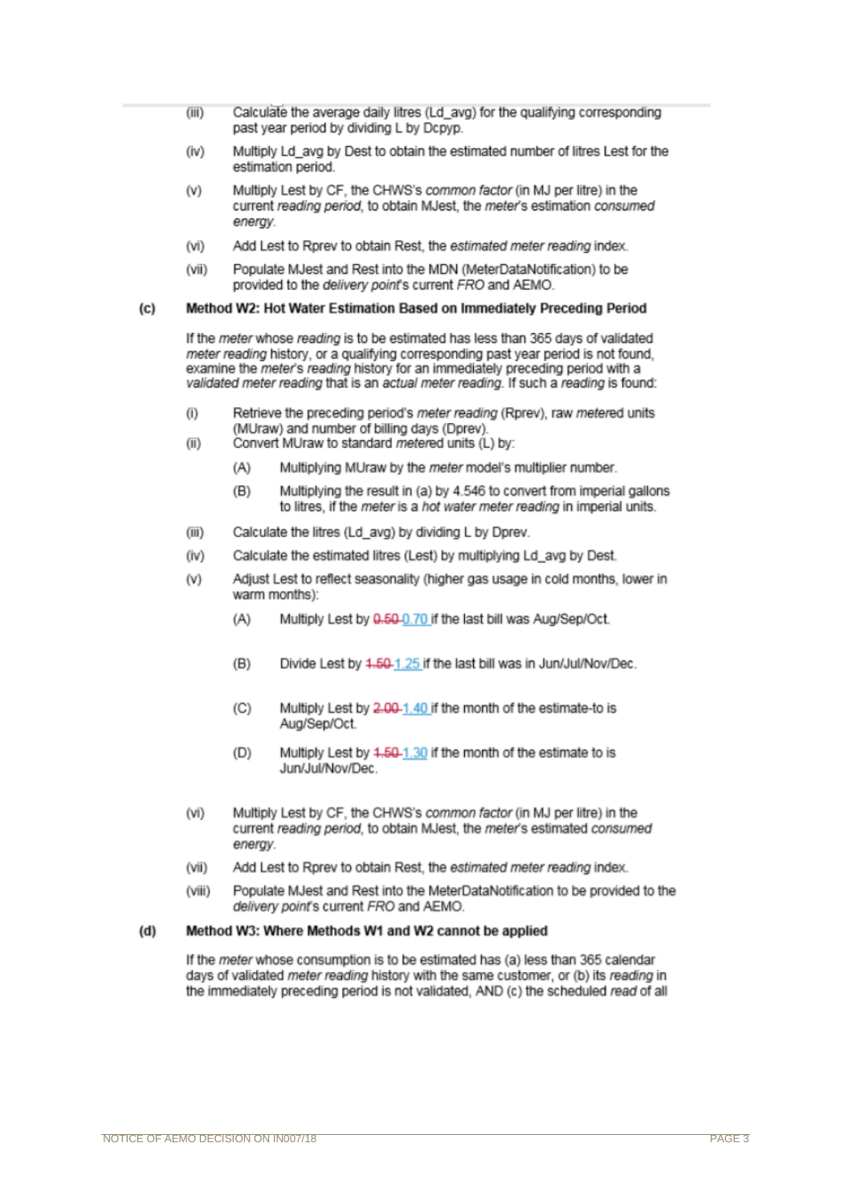(iii) Calculate the average daily litres (Ld_avg) for the qualifying corresponding past year period by dividing L by Dcpyp.

(iv) Multiply Ld_avg by Dest to obtain the estimated number of litres Lest for the estimation period.

(v) Multiply Lest by CF, the CHWS's *common factor* (in MJ per litre) in the current *reading period*, to obtain MJest, the *meter's* estimation *consumed energy*.

(vi) Add Lest to Rprev to obtain Rest, the *estimated meter reading* index.

(vii) Populate MJest and Rest into the MDN (MeterDataNotification) to be provided to the *delivery point's* current *FRO* and AEMO.

**(c) Method W2: Hot Water Estimation Based on Immediately Preceding Period**

If the *meter* whose *reading* is to be estimated has less than 365 days of validated *meter reading* history, or a qualifying corresponding past year period is not found, examine the *meter's reading* history for an immediately preceding period with a *validated meter reading* that is an *actual meter reading*. If such a *reading* is found:

(i) Retrieve the preceding period's *meter reading* (Rprev), raw *metered* units (MUraw) and number of billing days (Dprev).

(ii) Convert MUraw to standard *metered* units (L) by:

(A) Multiplying MUraw by the *meter* model's multiplier number.

(B) Multiplying the result in (a) by 4.546 to convert from imperial gallons to litres, if the *meter* is a *hot water meter reading* in imperial units.

(iii) Calculate the litres (Ld_avg) by dividing L by Dprev.

(iv) Calculate the estimated litres (Lest) by multiplying Ld_avg by Dest.

(v) Adjust Lest to reflect seasonality (higher gas usage in cold months, lower in warm months):

(A) Multiply Lest by ~~0.50~~ 0.70 if the last bill was Aug/Sep/Oct.

(B) Divide Lest by ~~1.50~~ 1.25 if the last bill was in Jun/Jul/Nov/Dec.

(C) Multiply Lest by ~~2.00~~ 1.40 if the month of the estimate-to is Aug/Sep/Oct.

(D) Multiply Lest by ~~1.50~~ 1.30 if the month of the estimate to is Jun/Jul/Nov/Dec.

(vi) Multiply Lest by CF, the CHWS's *common factor* (in MJ per litre) in the current *reading period*, to obtain MJest, the *meter's* estimated *consumed energy*.

(vii) Add Lest to Rprev to obtain Rest, the *estimated meter reading* index.

(viii) Populate MJest and Rest into the MeterDataNotification to be provided to the *delivery point's* current *FRO* and AEMO.

**(d) Method W3: Where Methods W1 and W2 cannot be applied**

If the *meter* whose consumption is to be estimated has (a) less than 365 calendar days of validated *meter reading* history with the same customer, or (b) its *reading* in the immediately preceding period is not validated, AND (c) the scheduled *read* of all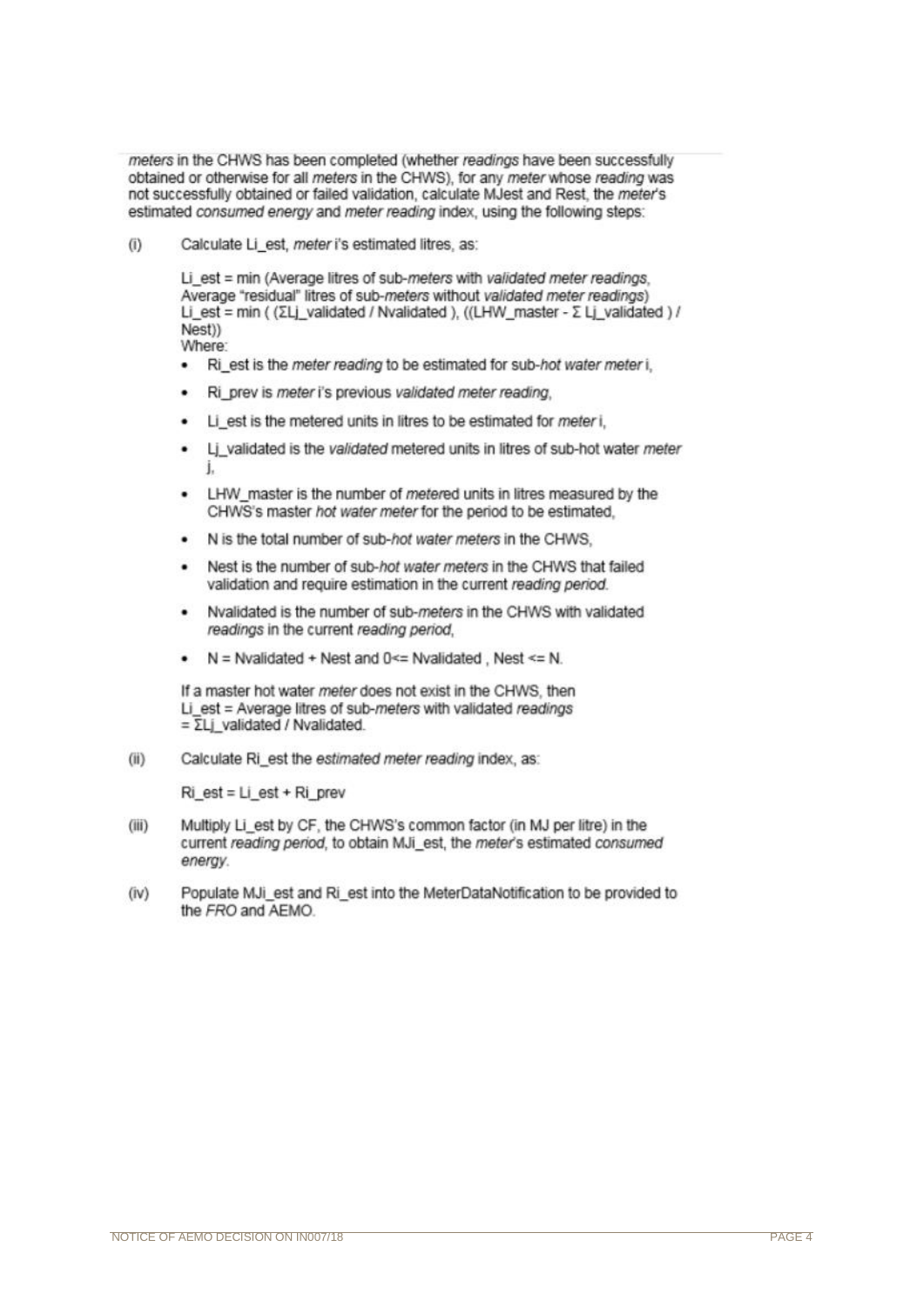*meters* in the CHWS has been completed (whether *readings* have been successfully obtained or otherwise for all *meters* in the CHWS), for any *meter* whose *reading* was not successfully obtained or failed validation, calculate MJest and Rest, the *meter*'s estimated *consumed energy* and *meter reading* index, using the following steps:

(i) Calculate Li_est, *meter* i's estimated litres, as:

Li_est = min (Average litres of sub-*meters* with *validated meter readings*, Average "residual" litres of sub-*meters* without *validated meter readings*)
Li_est = min ( (ΣLj_validated / Nvalidated ), ((LHW_master - Σ Lj_validated ) / Nest))
Where:

- Ri_est is the *meter reading* to be estimated for sub-*hot water meter* i,
- Ri_prev is *meter* i's previous *validated meter reading*,
- Li_est is the metered units in litres to be estimated for *meter* i,
- Lj_validated is the *validated* metered units in litres of sub-hot water *meter* j,
- LHW_master is the number of *metere*d units in litres measured by the CHWS's master *hot water meter* for the period to be estimated,
- N is the total number of sub-*hot water meters* in the CHWS,
- Nest is the number of sub-*hot water meters* in the CHWS that failed validation and require estimation in the current *reading period*.
- Nvalidated is the number of sub-*meters* in the CHWS with validated *readings* in the current *reading period*,
- N = Nvalidated + Nest and 0<= Nvalidated , Nest <= N.

If a master hot water *meter* does not exist in the CHWS, then
Li_est = Average litres of sub-*meters* with validated *readings*
= ΣLj_validated / Nvalidated.

(ii) Calculate Ri_est the *estimated meter reading* index, as:

Ri_est = Li_est + Ri_prev

(iii) Multiply Li_est by CF, the CHWS's common factor (in MJ per litre) in the current *reading period*, to obtain MJi_est, the *meter*'s estimated *consumed energy*.

(iv) Populate MJi_est and Ri_est into the MeterDataNotification to be provided to the *FRO* and AEMO.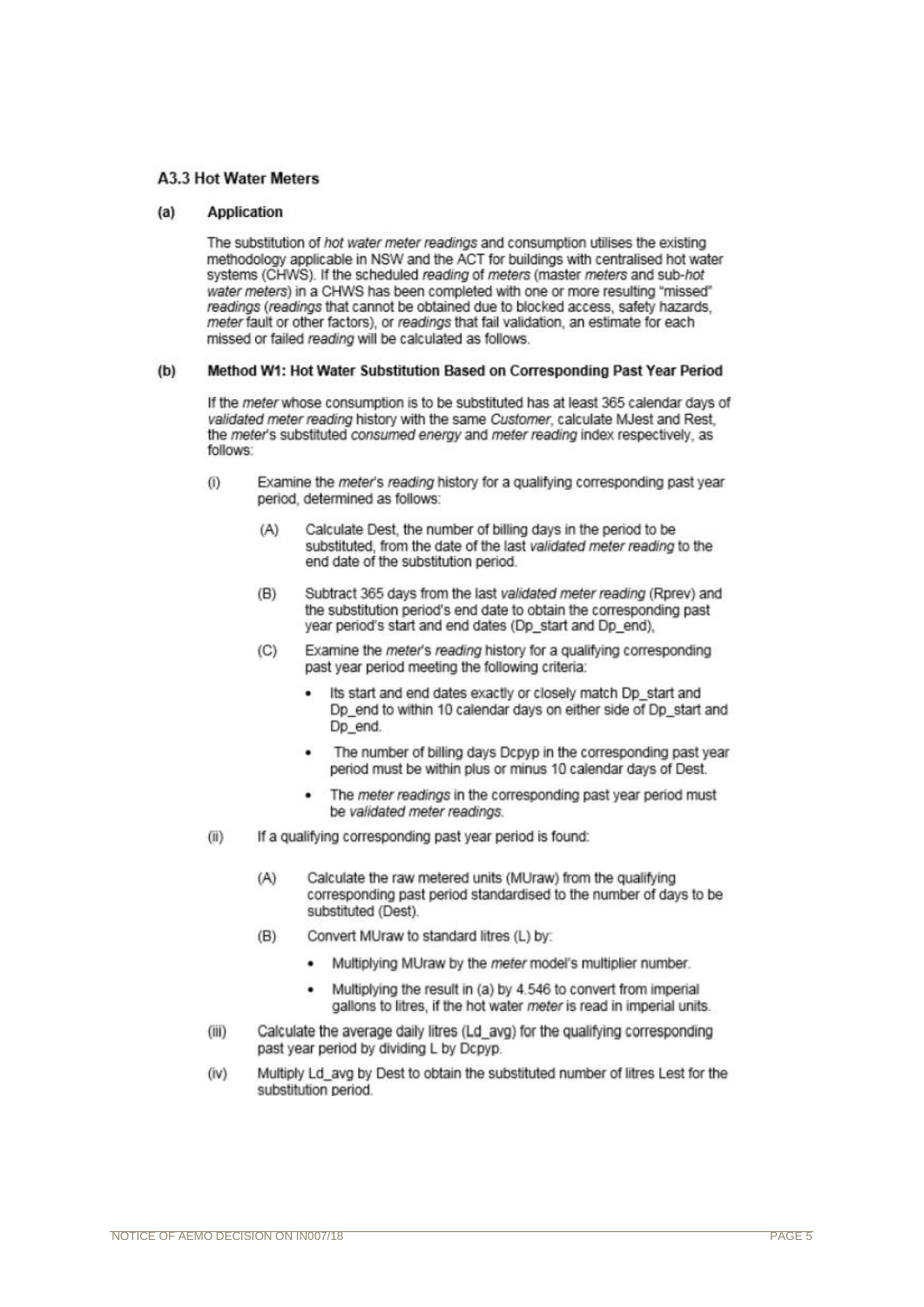### A3.3 Hot Water Meters

**(a) Application**

The substitution of *hot water meter readings* and consumption utilises the existing methodology applicable in NSW and the ACT for buildings with centralised hot water systems (CHWS). If the scheduled *reading* of *meters* (master *meters* and sub-*hot water meters*) in a CHWS has been completed with one or more resulting "missed" *readings* (*readings* that cannot be obtained due to blocked access, safety hazards, *meter* fault or other factors), or *readings* that fail validation, an estimate for each missed or failed *reading* will be calculated as follows.

**(b) Method W1: Hot Water Substitution Based on Corresponding Past Year Period**

If the *meter* whose consumption is to be substituted has at least 365 calendar days of *validated meter reading* history with the same *Customer*, calculate MJest and Rest, the *meter*'s substituted *consumed energy* and *meter reading* index respectively, as follows:

(i) Examine the *meter*'s *reading* history for a qualifying corresponding past year period, determined as follows:

(A) Calculate Dest, the number of billing days in the period to be substituted, from the date of the last *validated meter reading* to the end date of the substitution period.

(B) Subtract 365 days from the last *validated meter reading* (Rprev) and the substitution period's end date to obtain the corresponding past year period's start and end dates (Dp_start and Dp_end),

(C) Examine the *meter*'s *reading* history for a qualifying corresponding past year period meeting the following criteria:

- Its start and end dates exactly or closely match Dp_start and Dp_end to within 10 calendar days on either side of Dp_start and Dp_end.
- The number of billing days Dcpyp in the corresponding past year period must be within plus or minus 10 calendar days of Dest.
- The *meter readings* in the corresponding past year period must be *validated meter readings*.

(ii) If a qualifying corresponding past year period is found:

(A) Calculate the raw metered units (MUraw) from the qualifying corresponding past period standardised to the number of days to be substituted (Dest).

(B) Convert MUraw to standard litres (L) by:

- Multiplying MUraw by the *meter* model's multiplier number.
- Multiplying the result in (a) by 4.546 to convert from imperial gallons to litres, if the hot water *meter* is read in imperial units.

(iii) Calculate the average daily litres (Ld_avg) for the qualifying corresponding past year period by dividing L by Dcpyp.

(iv) Multiply Ld_avg by Dest to obtain the substituted number of litres Lest for the substitution period.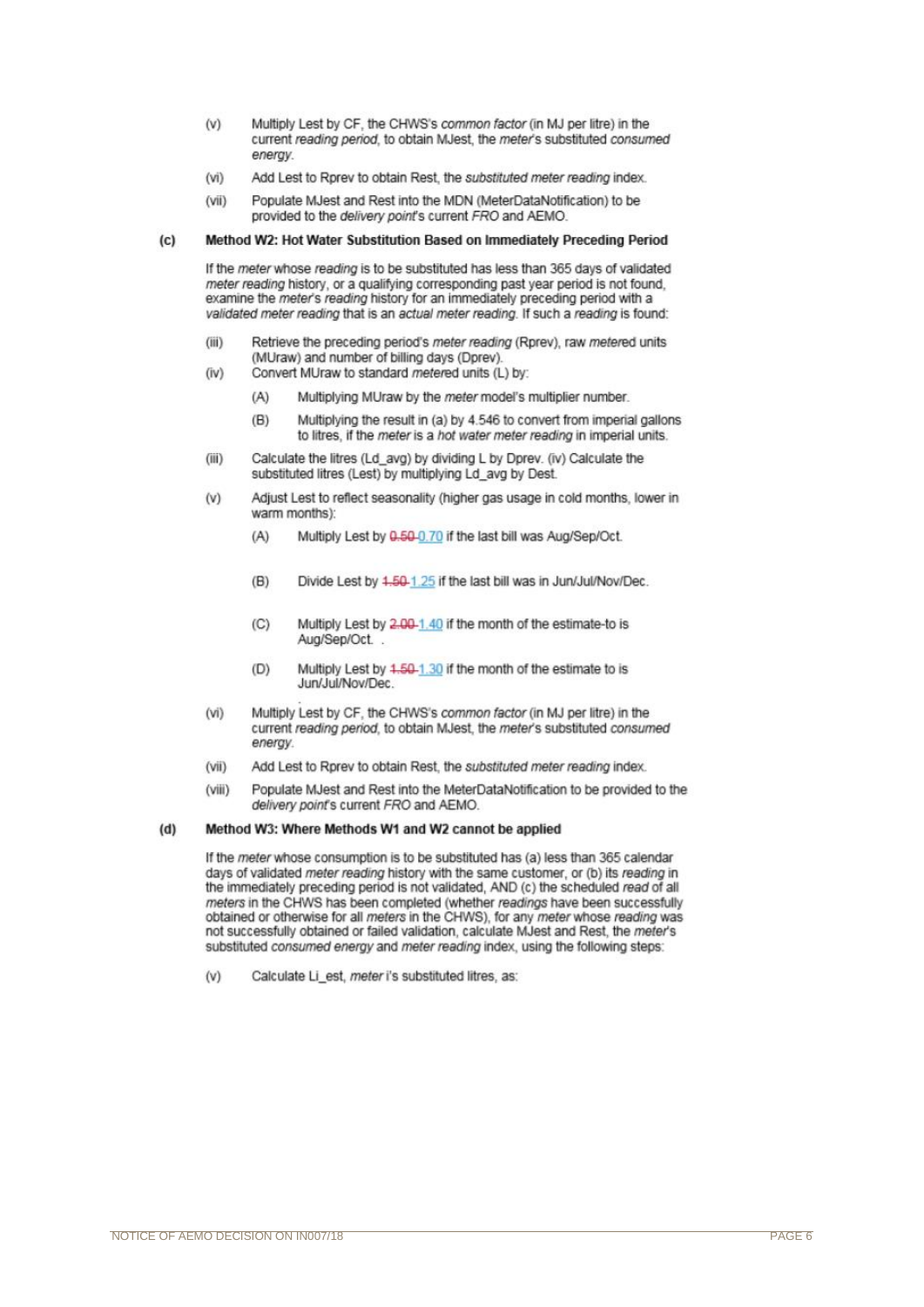(v) Multiply Lest by CF, the CHWS's *common factor* (in MJ per litre) in the current *reading period*, to obtain MJest, the *meter*'s substituted *consumed energy*.

(vi) Add Lest to Rprev to obtain Rest, the *substituted meter reading* index.

(vii) Populate MJest and Rest into the MDN (MeterDataNotification) to be provided to the *delivery point*'s current *FRO* and AEMO.

**(c) Method W2: Hot Water Substitution Based on Immediately Preceding Period**

If the *meter* whose *reading* is to be substituted has less than 365 days of validated *meter reading* history, or a qualifying corresponding past year period is not found, examine the *meter*'s *reading* history for an immediately preceding period with a *validated meter reading* that is an *actual meter reading*. If such a *reading* is found:

(iii) Retrieve the preceding period's *meter reading* (Rprev), raw *meter*ed units (MUraw) and number of billing days (Dprev).

(iv) Convert MUraw to standard *metered* units (L) by:

(A) Multiplying MUraw by the *meter* model's multiplier number.

(B) Multiplying the result in (a) by 4.546 to convert from imperial gallons to litres, if the *meter* is a *hot water meter reading* in imperial units.

(iii) Calculate the litres (Ld_avg) by dividing L by Dprev. (iv) Calculate the substituted litres (Lest) by multiplying Ld_avg by Dest.

(v) Adjust Lest to reflect seasonality (higher gas usage in cold months, lower in warm months):

(A) Multiply Lest by ~~0.50~~ 0.70 if the last bill was Aug/Sep/Oct.

(B) Divide Lest by ~~1.50~~ 1.25 if the last bill was in Jun/Jul/Nov/Dec.

(C) Multiply Lest by ~~2.00~~ 1.40 if the month of the estimate-to is Aug/Sep/Oct. .

(D) Multiply Lest by ~~1.50~~ 1.30 if the month of the estimate to is Jun/Jul/Nov/Dec.

(vi) Multiply Lest by CF, the CHWS's *common factor* (in MJ per litre) in the current *reading period*, to obtain MJest, the *meter*'s substituted *consumed energy*.

(vii) Add Lest to Rprev to obtain Rest, the *substituted meter reading* index.

(viii) Populate MJest and Rest into the MeterDataNotification to be provided to the *delivery point*'s current *FRO* and AEMO.

**(d) Method W3: Where Methods W1 and W2 cannot be applied**

If the *meter* whose consumption is to be substituted has (a) less than 365 calendar days of validated *meter reading* history with the same customer, or (b) its *reading* in the immediately preceding period is not validated, AND (c) the scheduled *read* of all *meters* in the CHWS has been completed (whether *readings* have been successfully obtained or otherwise for all *meters* in the CHWS), for any *meter* whose *reading* was not successfully obtained or failed validation, calculate MJest and Rest, the *meter*'s substituted *consumed energy* and *meter reading* index, using the following steps:

(v) Calculate Li_est, *meter* i's substituted litres, as: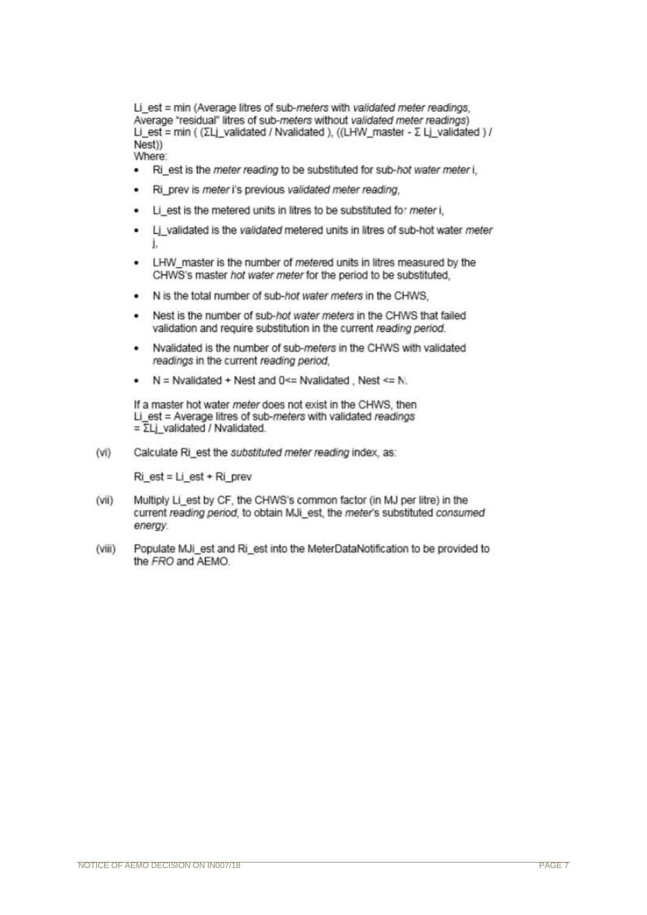$Li\_est = \min$ (Average litres of sub-*meters* with *validated meter readings*, Average "residual" litres of sub-*meters* without *validated meter readings*)

$$Li\_est = \min\left( \left(\Sigma Lj\_validated / Nvalidated\right), \left(\left(LHW\_master - \Sigma Lj\_validated\right) / Nest\right)\right)$$

Where:

- $Ri\_est$ is the *meter reading* to be substituted for sub-*hot water meter* i,
- $Ri\_prev$ is *meter* i's previous *validated meter reading*,
- $Li\_est$ is the metered units in litres to be substituted for *meter* i,
- $Lj\_validated$ is the *validated* metered units in litres of sub-hot water *meter* j,
- $LHW\_master$ is the number of *metered* units in litres measured by the CHWS's master *hot water meter* for the period to be substituted,
- N is the total number of sub-*hot water meters* in the CHWS,
- Nest is the number of sub-*hot water meters* in the CHWS that failed validation and require substitution in the current *reading period*.
- Nvalidated is the number of sub-*meters* in the CHWS with validated *readings* in the current *reading period*,
- $N = Nvalidated + Nest$ and $0 <= Nvalidated, Nest <= N$.

If a master hot water *meter* does not exist in the CHWS, then
$Li\_est$ = Average litres of sub-*meters* with validated *readings*
$= \Sigma Lj\_validated / Nvalidated$.

(vi) Calculate $Ri\_est$ the *substituted meter reading* index, as:

$$Ri\_est = Li\_est + Ri\_prev$$

(vii) Multiply $Li\_est$ by CF, the CHWS's common factor (in MJ per litre) in the current *reading period*, to obtain $MJi\_est$, the *meter's* substituted *consumed energy*.

(viii) Populate $MJi\_est$ and $Ri\_est$ into the MeterDataNotification to be provided to the *FRO* and AEMO.